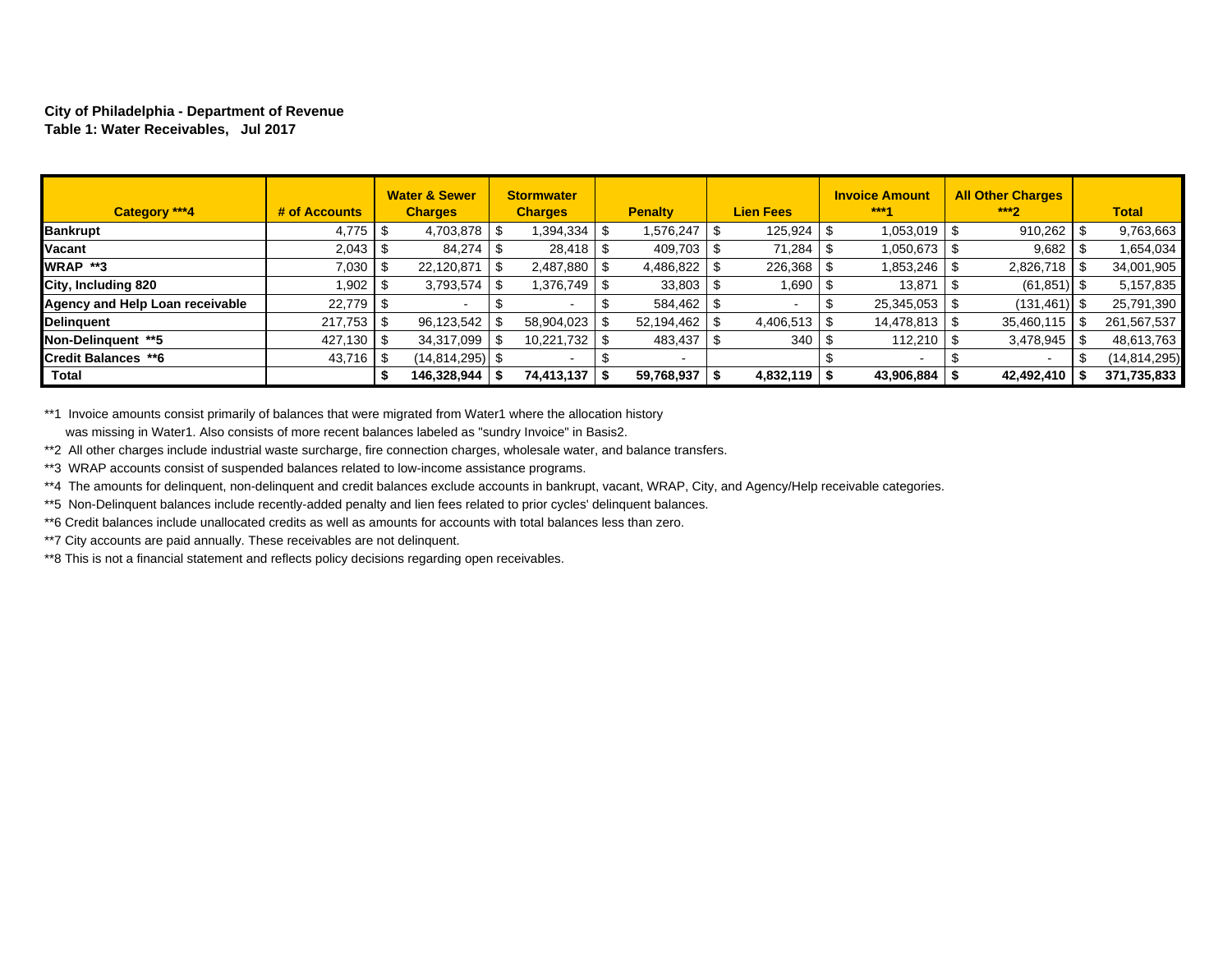**City of Philadelphia - Department of Revenue**
**Table 1: Water Receivables, Jul 2017**

| Category ***4 | # of Accounts | Water & Sewer Charges | Stormwater Charges | Penalty | Lien Fees | Invoice Amount ***1 | All Other Charges ***2 | Total |
|---|---|---|---|---|---|---|---|---|
| **Bankrupt** | 4,775 | $ 4,703,878 | $ 1,394,334 | $ 1,576,247 | $ 125,924 | $ 1,053,019 | $ 910,262 | $ 9,763,663 |
| **Vacant** | 2,043 | $ 84,274 | $ 28,418 | $ 409,703 | $ 71,284 | $ 1,050,673 | $ 9,682 | $ 1,654,034 |
| **WRAP **3** | 7,030 | $ 22,120,871 | $ 2,487,880 | $ 4,486,822 | $ 226,368 | $ 1,853,246 | $ 2,826,718 | $ 34,001,905 |
| **City, Including 820** | 1,902 | $ 3,793,574 | $ 1,376,749 | $ 33,803 | $ 1,690 | $ 13,871 | $ (61,851) | $ 5,157,835 |
| **Agency and Help Loan receivable** | 22,779 | $ - | $ - | $ 584,462 | $ - | $ 25,345,053 | $ (131,461) | $ 25,791,390 |
| **Delinquent** | 217,753 | $ 96,123,542 | $ 58,904,023 | $ 52,194,462 | $ 4,406,513 | $ 14,478,813 | $ 35,460,115 | $ 261,567,537 |
| **Non-Delinquent **5** | 427,130 | $ 34,317,099 | $ 10,221,732 | $ 483,437 | $ 340 | $ 112,210 | $ 3,478,945 | $ 48,613,763 |
| **Credit Balances **6** | 43,716 | $ (14,814,295) | $ - | $ - | | $ - | $ - | $ (14,814,295) |
| **Total** | | **$ 146,328,944** | **$ 74,413,137** | **$ 59,768,937** | **$ 4,832,119** | **$ 43,906,884** | **$ 42,492,410** | **$ 371,735,833** |

**1 Invoice amounts consist primarily of balances that were migrated from Water1 where the allocation history was missing in Water1. Also consists of more recent balances labeled as "sundry Invoice" in Basis2.

**2 All other charges include industrial waste surcharge, fire connection charges, wholesale water, and balance transfers.

**3 WRAP accounts consist of suspended balances related to low-income assistance programs.

**4 The amounts for delinquent, non-delinquent and credit balances exclude accounts in bankrupt, vacant, WRAP, City, and Agency/Help receivable categories.

**5 Non-Delinquent balances include recently-added penalty and lien fees related to prior cycles' delinquent balances.

**6 Credit balances include unallocated credits as well as amounts for accounts with total balances less than zero.

**7 City accounts are paid annually. These receivables are not delinquent.

**8 This is not a financial statement and reflects policy decisions regarding open receivables.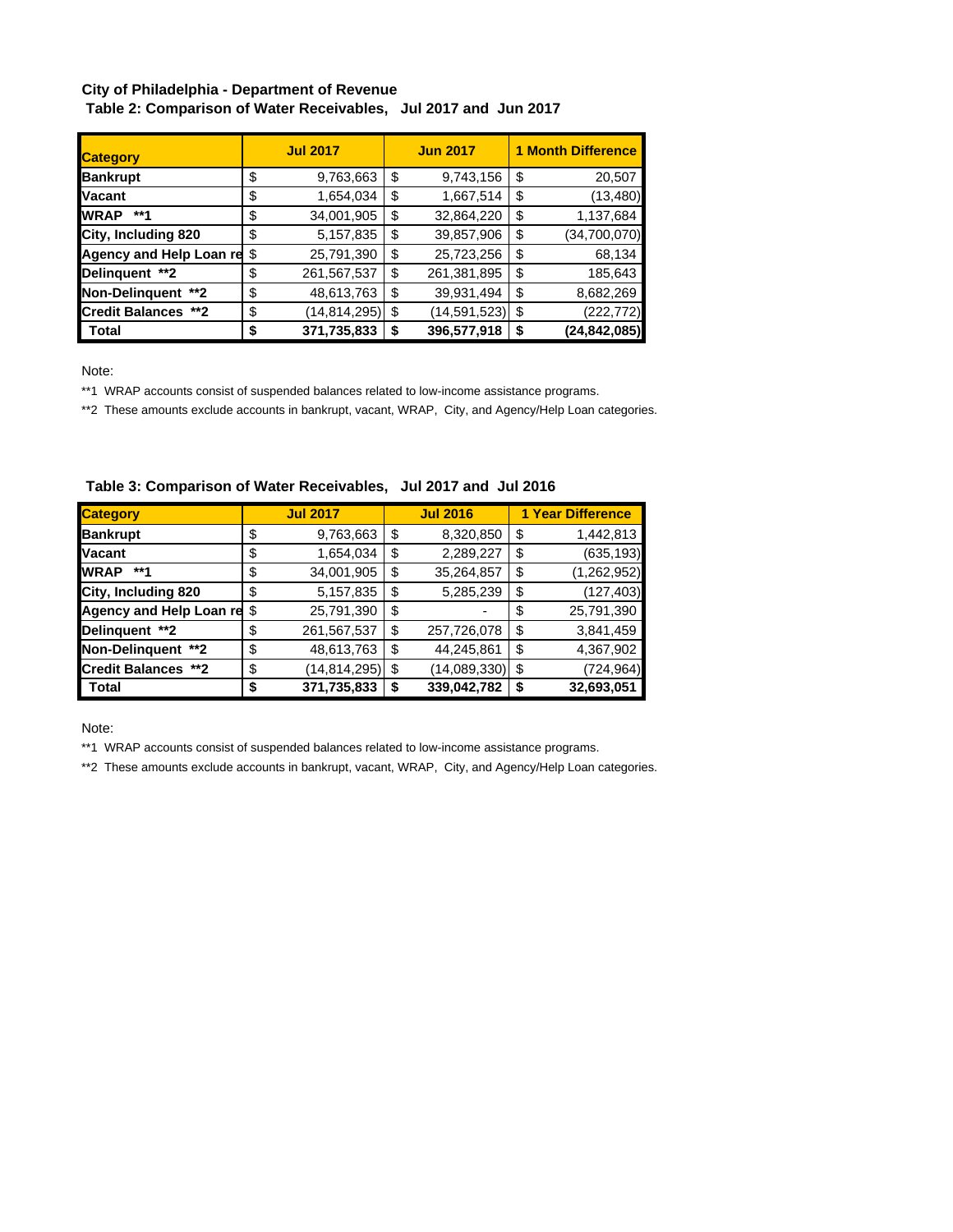**City of Philadelphia - Department of Revenue**

**Table 2: Comparison of Water Receivables, Jul 2017 and Jun 2017**

| Category | Jul 2017 | Jun 2017 | 1 Month Difference |
|---|---|---|---|
| **Bankrupt** | $ 9,763,663 | $ 9,743,156 | $ 20,507 |
| **Vacant** | $ 1,654,034 | $ 1,667,514 | $ (13,480) |
| **WRAP \*\*1** | $ 34,001,905 | $ 32,864,220 | $ 1,137,684 |
| **City, Including 820** | $ 5,157,835 | $ 39,857,906 | $ (34,700,070) |
| **Agency and Help Loan re** | $ 25,791,390 | $ 25,723,256 | $ 68,134 |
| **Delinquent \*\*2** | $ 261,567,537 | $ 261,381,895 | $ 185,643 |
| **Non-Delinquent \*\*2** | $ 48,613,763 | $ 39,931,494 | $ 8,682,269 |
| **Credit Balances \*\*2** | $ (14,814,295) | $ (14,591,523) | $ (222,772) |
| **Total** | **$ 371,735,833** | **$ 396,577,918** | **$ (24,842,085)** |

Note:

**1 WRAP accounts consist of suspended balances related to low-income assistance programs.

**2 These amounts exclude accounts in bankrupt, vacant, WRAP, City, and Agency/Help Loan categories.

**Table 3: Comparison of Water Receivables, Jul 2017 and Jul 2016**

| Category | Jul 2017 | Jul 2016 | 1 Year Difference |
|---|---|---|---|
| **Bankrupt** | $ 9,763,663 | $ 8,320,850 | $ 1,442,813 |
| **Vacant** | $ 1,654,034 | $ 2,289,227 | $ (635,193) |
| **WRAP \*\*1** | $ 34,001,905 | $ 35,264,857 | $ (1,262,952) |
| **City, Including 820** | $ 5,157,835 | $ 5,285,239 | $ (127,403) |
| **Agency and Help Loan re** | $ 25,791,390 | $ - | $ 25,791,390 |
| **Delinquent \*\*2** | $ 261,567,537 | $ 257,726,078 | $ 3,841,459 |
| **Non-Delinquent \*\*2** | $ 48,613,763 | $ 44,245,861 | $ 4,367,902 |
| **Credit Balances \*\*2** | $ (14,814,295) | $ (14,089,330) | $ (724,964) |
| **Total** | **$ 371,735,833** | **$ 339,042,782** | **$ 32,693,051** |

Note:

**1 WRAP accounts consist of suspended balances related to low-income assistance programs.

**2 These amounts exclude accounts in bankrupt, vacant, WRAP, City, and Agency/Help Loan categories.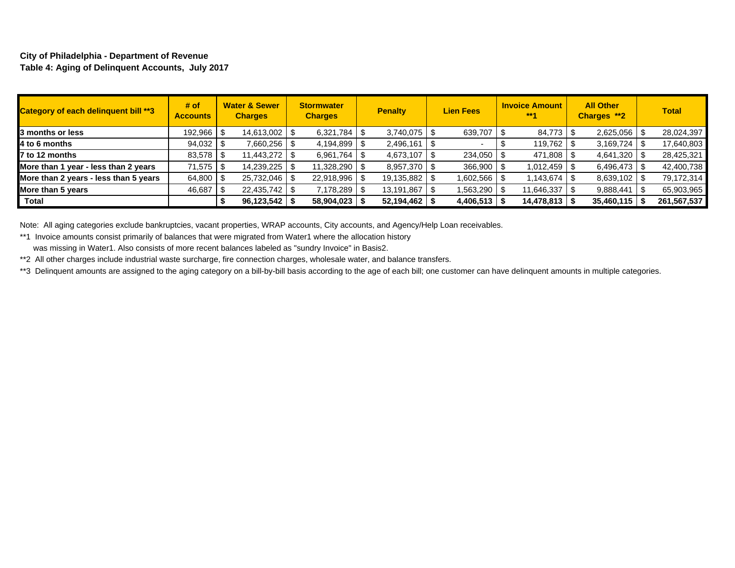**City of Philadelphia - Department of Revenue**
**Table 4: Aging of Delinquent Accounts, July 2017**

| Category of each delinquent bill **3 | # of Accounts | Water & Sewer Charges | Stormwater Charges | Penalty | Lien Fees | Invoice Amount **1 | All Other Charges **2 | Total |
|---|---|---|---|---|---|---|---|---|
| **3 months or less** | 192,966 | $ 14,613,002 | $ 6,321,784 | $ 3,740,075 | $ 639,707 | $ 84,773 | $ 2,625,056 | $ 28,024,397 |
| **4 to 6 months** | 94,032 | $ 7,660,256 | $ 4,194,899 | $ 2,496,161 | $ - | $ 119,762 | $ 3,169,724 | $ 17,640,803 |
| **7 to 12 months** | 83,578 | $ 11,443,272 | $ 6,961,764 | $ 4,673,107 | $ 234,050 | $ 471,808 | $ 4,641,320 | $ 28,425,321 |
| **More than 1 year - less than 2 years** | 71,575 | $ 14,239,225 | $ 11,328,290 | $ 8,957,370 | $ 366,900 | $ 1,012,459 | $ 6,496,473 | $ 42,400,738 |
| **More than 2 years - less than 5 years** | 64,800 | $ 25,732,046 | $ 22,918,996 | $ 19,135,882 | $ 1,602,566 | $ 1,143,674 | $ 8,639,102 | $ 79,172,314 |
| **More than 5 years** | 46,687 | $ 22,435,742 | $ 7,178,289 | $ 13,191,867 | $ 1,563,290 | $ 11,646,337 | $ 9,888,441 | $ 65,903,965 |
| **Total** | | **$ 96,123,542** | **$ 58,904,023** | **$ 52,194,462** | **$ 4,406,513** | **$ 14,478,813** | **$ 35,460,115** | **$ 261,567,537** |

Note: All aging categories exclude bankruptcies, vacant properties, WRAP accounts, City accounts, and Agency/Help Loan receivables.

**1 Invoice amounts consist primarily of balances that were migrated from Water1 where the allocation history was missing in Water1. Also consists of more recent balances labeled as "sundry Invoice" in Basis2.

**2 All other charges include industrial waste surcharge, fire connection charges, wholesale water, and balance transfers.

**3 Delinquent amounts are assigned to the aging category on a bill-by-bill basis according to the age of each bill; one customer can have delinquent amounts in multiple categories.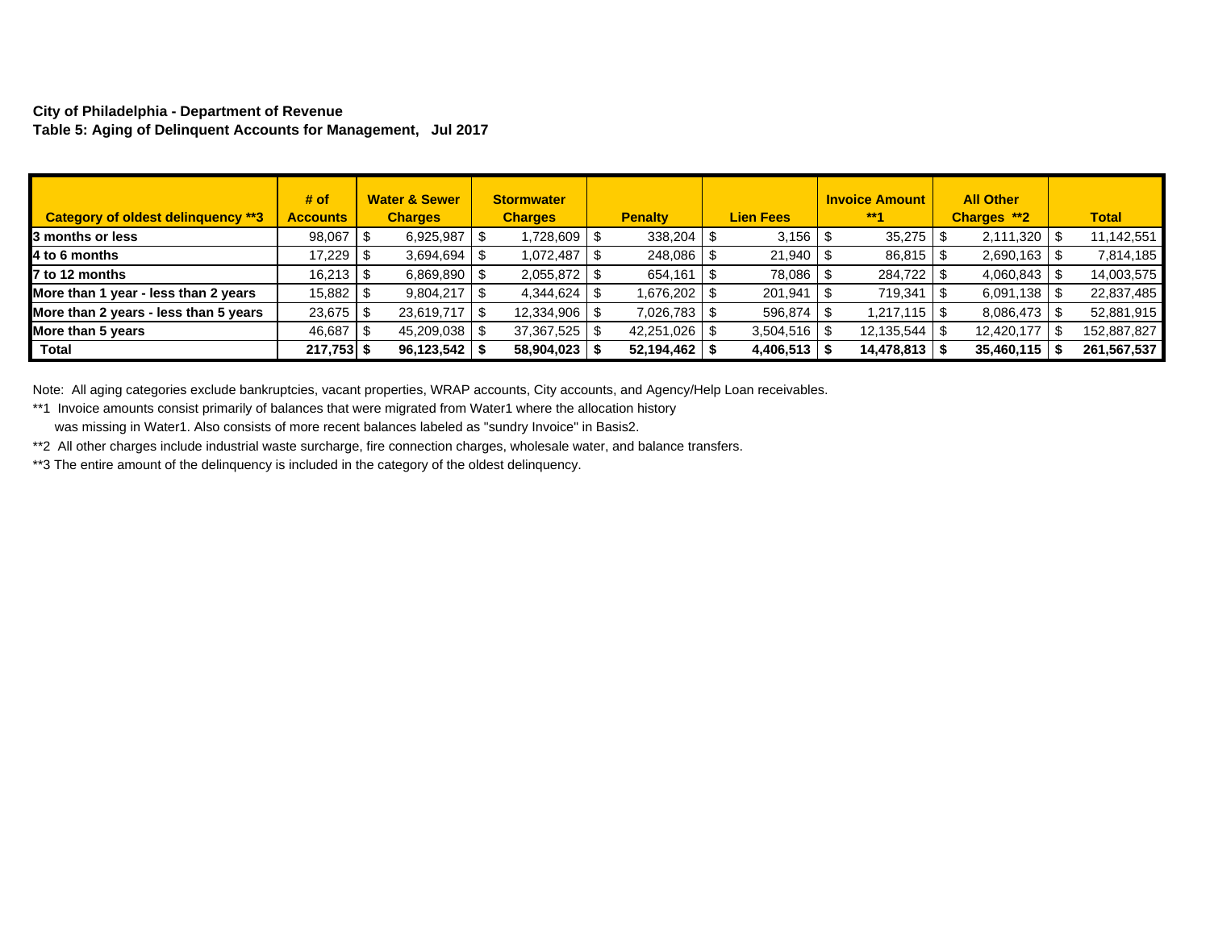**City of Philadelphia - Department of Revenue**
**Table 5: Aging of Delinquent Accounts for Management, Jul 2017**

| Category of oldest delinquency **3 | # of Accounts | Water & Sewer Charges | Stormwater Charges | Penalty | Lien Fees | Invoice Amount **1 | All Other Charges **2 | Total |
|---|---|---|---|---|---|---|---|---|
| **3 months or less** | 98,067 | $ 6,925,987 | $ 1,728,609 | $ 338,204 | $ 3,156 | $ 35,275 | $ 2,111,320 | $ 11,142,551 |
| **4 to 6 months** | 17,229 | $ 3,694,694 | $ 1,072,487 | $ 248,086 | $ 21,940 | $ 86,815 | $ 2,690,163 | $ 7,814,185 |
| **7 to 12 months** | 16,213 | $ 6,869,890 | $ 2,055,872 | $ 654,161 | $ 78,086 | $ 284,722 | $ 4,060,843 | $ 14,003,575 |
| **More than 1 year - less than 2 years** | 15,882 | $ 9,804,217 | $ 4,344,624 | $ 1,676,202 | $ 201,941 | $ 719,341 | $ 6,091,138 | $ 22,837,485 |
| **More than 2 years - less than 5 years** | 23,675 | $ 23,619,717 | $ 12,334,906 | $ 7,026,783 | $ 596,874 | $ 1,217,115 | $ 8,086,473 | $ 52,881,915 |
| **More than 5 years** | 46,687 | $ 45,209,038 | $ 37,367,525 | $ 42,251,026 | $ 3,504,516 | $ 12,135,544 | $ 12,420,177 | $ 152,887,827 |
| **Total** | **217,753** | **$ 96,123,542** | **$ 58,904,023** | **$ 52,194,462** | **$ 4,406,513** | **$ 14,478,813** | **$ 35,460,115** | **$ 261,567,537** |

Note: All aging categories exclude bankruptcies, vacant properties, WRAP accounts, City accounts, and Agency/Help Loan receivables.

**1 Invoice amounts consist primarily of balances that were migrated from Water1 where the allocation history was missing in Water1. Also consists of more recent balances labeled as "sundry Invoice" in Basis2.

**2 All other charges include industrial waste surcharge, fire connection charges, wholesale water, and balance transfers.

**3 The entire amount of the delinquency is included in the category of the oldest delinquency.